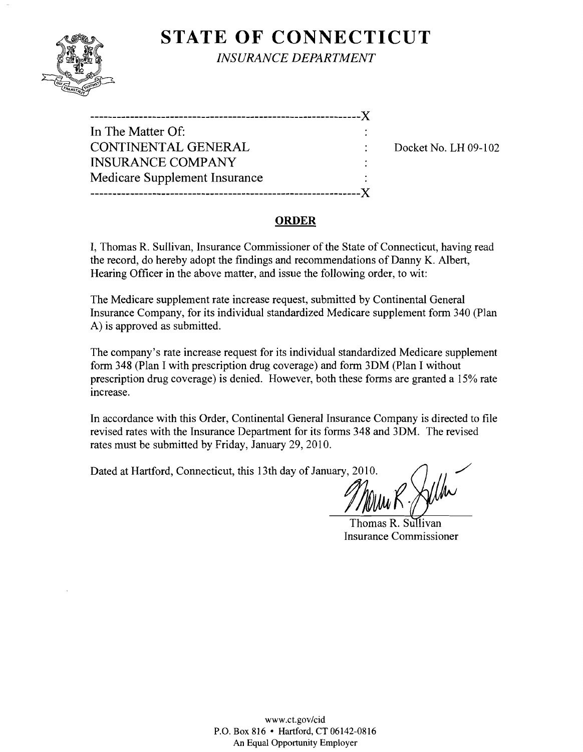# STATE OF CONNECTICUT

*INSURANCE DEPARTMENT*

---

In The Matter Of:
CONTINENTAL GENERAL INSURANCE COMPANY
Medicare Supplement Insurance

Docket No. LH 09-102

---

## ORDER

I, Thomas R. Sullivan, Insurance Commissioner of the State of Connecticut, having read the record, do hereby adopt the findings and recommendations of Danny K. Albert, Hearing Officer in the above matter, and issue the following order, to wit:

The Medicare supplement rate increase request, submitted by Continental General Insurance Company, for its individual standardized Medicare supplement form 340 (Plan A) is approved as submitted.

The company's rate increase request for its individual standardized Medicare supplement form 348 (Plan I with prescription drug coverage) and form 3DM (Plan I without prescription drug coverage) is denied. However, both these forms are granted a 15% rate increase.

In accordance with this Order, Continental General Insurance Company is directed to file revised rates with the Insurance Department for its forms 348 and 3DM. The revised rates must be submitted by Friday, January 29, 2010.

Dated at Hartford, Connecticut, this 13th day of January, 2010.

Thomas R. Sullivan
Insurance Commissioner

www.ct.gov/cid
P.O. Box 816 • Hartford, CT 06142-0816
An Equal Opportunity Employer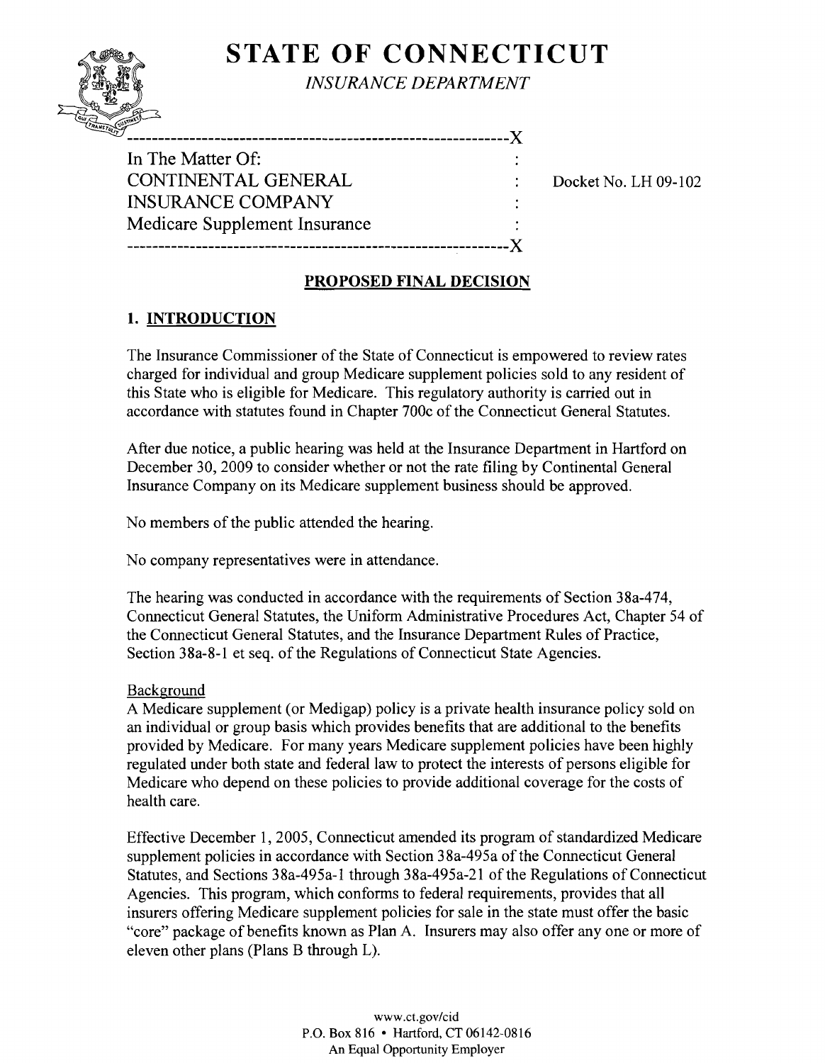# STATE OF CONNECTICUT

*INSURANCE DEPARTMENT*

```
------------------------------------------------------------X
In The Matter Of:                                           :
CONTINENTAL GENERAL                                         :    Docket No. LH 09-102
INSURANCE COMPANY                                           :
Medicare Supplement Insurance                               :
------------------------------------------------------------X
```

## PROPOSED FINAL DECISION

### 1. INTRODUCTION

The Insurance Commissioner of the State of Connecticut is empowered to review rates charged for individual and group Medicare supplement policies sold to any resident of this State who is eligible for Medicare. This regulatory authority is carried out in accordance with statutes found in Chapter 700c of the Connecticut General Statutes.

After due notice, a public hearing was held at the Insurance Department in Hartford on December 30, 2009 to consider whether or not the rate filing by Continental General Insurance Company on its Medicare supplement business should be approved.

No members of the public attended the hearing.

No company representatives were in attendance.

The hearing was conducted in accordance with the requirements of Section 38a-474, Connecticut General Statutes, the Uniform Administrative Procedures Act, Chapter 54 of the Connecticut General Statutes, and the Insurance Department Rules of Practice, Section 38a-8-1 et seq. of the Regulations of Connecticut State Agencies.

Background

A Medicare supplement (or Medigap) policy is a private health insurance policy sold on an individual or group basis which provides benefits that are additional to the benefits provided by Medicare. For many years Medicare supplement policies have been highly regulated under both state and federal law to protect the interests of persons eligible for Medicare who depend on these policies to provide additional coverage for the costs of health care.

Effective December 1, 2005, Connecticut amended its program of standardized Medicare supplement policies in accordance with Section 38a-495a of the Connecticut General Statutes, and Sections 38a-495a-1 through 38a-495a-21 of the Regulations of Connecticut Agencies. This program, which conforms to federal requirements, provides that all insurers offering Medicare supplement policies for sale in the state must offer the basic "core" package of benefits known as Plan A. Insurers may also offer any one or more of eleven other plans (Plans B through L).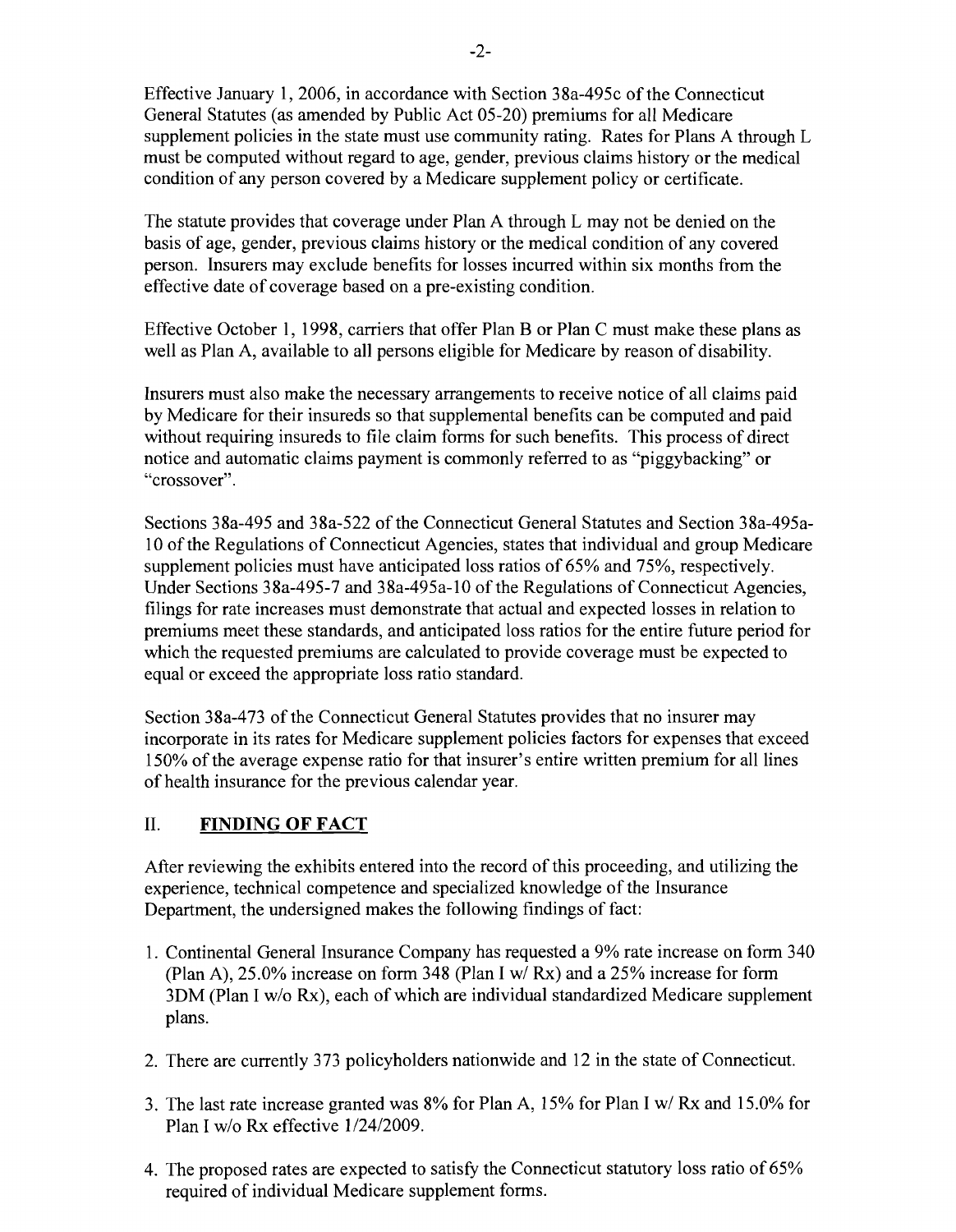Effective January 1, 2006, in accordance with Section 38a-495c of the Connecticut General Statutes (as amended by Public Act 05-20) premiums for all Medicare supplement policies in the state must use community rating. Rates for Plans A through L must be computed without regard to age, gender, previous claims history or the medical condition of any person covered by a Medicare supplement policy or certificate.

The statute provides that coverage under Plan A through L may not be denied on the basis of age, gender, previous claims history or the medical condition of any covered person. Insurers may exclude benefits for losses incurred within six months from the effective date of coverage based on a pre-existing condition.

Effective October 1, 1998, carriers that offer Plan B or Plan C must make these plans as well as Plan A, available to all persons eligible for Medicare by reason of disability.

Insurers must also make the necessary arrangements to receive notice of all claims paid by Medicare for their insureds so that supplemental benefits can be computed and paid without requiring insureds to file claim forms for such benefits. This process of direct notice and automatic claims payment is commonly referred to as "piggybacking" or "crossover".

Sections 38a-495 and 38a-522 of the Connecticut General Statutes and Section 38a-495a-10 of the Regulations of Connecticut Agencies, states that individual and group Medicare supplement policies must have anticipated loss ratios of 65% and 75%, respectively. Under Sections 38a-495-7 and 38a-495a-10 of the Regulations of Connecticut Agencies, filings for rate increases must demonstrate that actual and expected losses in relation to premiums meet these standards, and anticipated loss ratios for the entire future period for which the requested premiums are calculated to provide coverage must be expected to equal or exceed the appropriate loss ratio standard.

Section 38a-473 of the Connecticut General Statutes provides that no insurer may incorporate in its rates for Medicare supplement policies factors for expenses that exceed 150% of the average expense ratio for that insurer's entire written premium for all lines of health insurance for the previous calendar year.

## II. FINDING OF FACT

After reviewing the exhibits entered into the record of this proceeding, and utilizing the experience, technical competence and specialized knowledge of the Insurance Department, the undersigned makes the following findings of fact:

1. Continental General Insurance Company has requested a 9% rate increase on form 340 (Plan A), 25.0% increase on form 348 (Plan I w/ Rx) and a 25% increase for form 3DM (Plan I w/o Rx), each of which are individual standardized Medicare supplement plans.
2. There are currently 373 policyholders nationwide and 12 in the state of Connecticut.
3. The last rate increase granted was 8% for Plan A, 15% for Plan I w/ Rx and 15.0% for Plan I w/o Rx effective 1/24/2009.
4. The proposed rates are expected to satisfy the Connecticut statutory loss ratio of 65% required of individual Medicare supplement forms.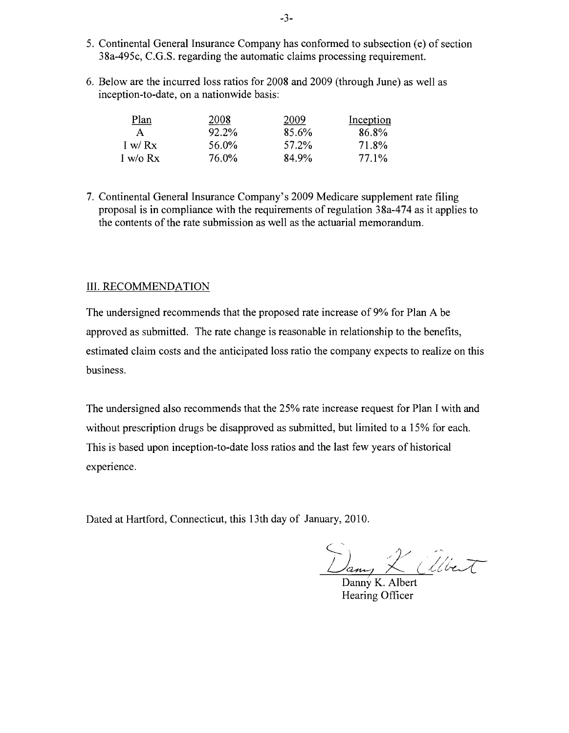5. Continental General Insurance Company has conformed to subsection (e) of section 38a-495c, C.G.S. regarding the automatic claims processing requirement.

6. Below are the incurred loss ratios for 2008 and 2009 (through June) as well as inception-to-date, on a nationwide basis:

| Plan | 2008 | 2009 | Inception |
|---|---|---|---|
| A | 92.2% | 85.6% | 86.8% |
| I w/ Rx | 56.0% | 57.2% | 71.8% |
| I w/o Rx | 76.0% | 84.9% | 77.1% |

7. Continental General Insurance Company's 2009 Medicare supplement rate filing proposal is in compliance with the requirements of regulation 38a-474 as it applies to the contents of the rate submission as well as the actuarial memorandum.

## III. RECOMMENDATION

The undersigned recommends that the proposed rate increase of 9% for Plan A be approved as submitted. The rate change is reasonable in relationship to the benefits, estimated claim costs and the anticipated loss ratio the company expects to realize on this business.

The undersigned also recommends that the 25% rate increase request for Plan I with and without prescription drugs be disapproved as submitted, but limited to a 15% for each. This is based upon inception-to-date loss ratios and the last few years of historical experience.

Dated at Hartford, Connecticut, this 13th day of January, 2010.

Danny K. Albert
Hearing Officer